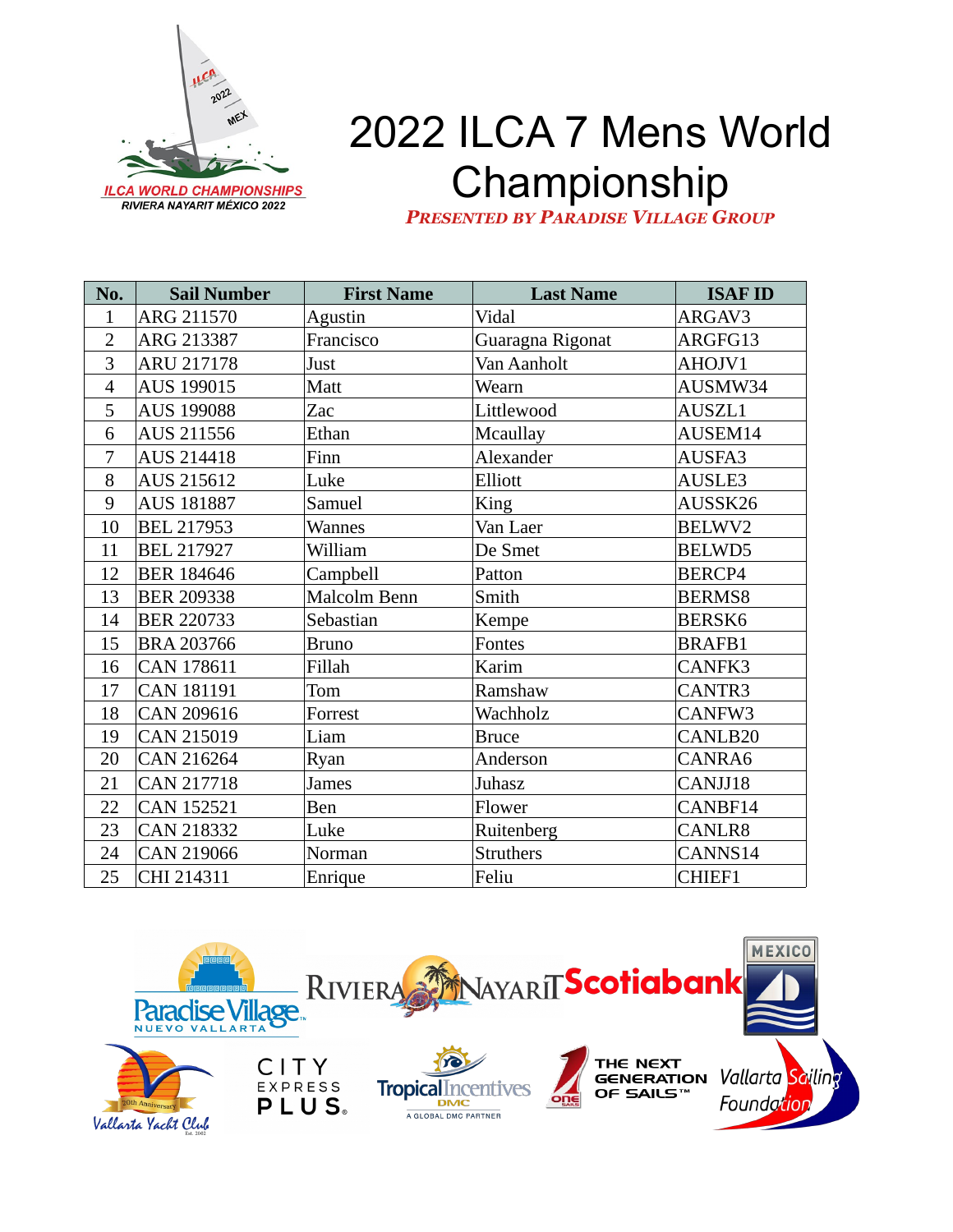# 2022 ILCA 7 Mens World Championship

***Presented by Paradise Village Group***

| No. | Sail Number | First Name | Last Name | ISAF ID |
|---|---|---|---|---|
| 1 | ARG 211570 | Agustin | Vidal | ARGAV3 |
| 2 | ARG 213387 | Francisco | Guaragna Rigonat | ARGFG13 |
| 3 | ARU 217178 | Just | Van Aanholt | AHOJV1 |
| 4 | AUS 199015 | Matt | Wearn | AUSMW34 |
| 5 | AUS 199088 | Zac | Littlewood | AUSZL1 |
| 6 | AUS 211556 | Ethan | Mcaullay | AUSEM14 |
| 7 | AUS 214418 | Finn | Alexander | AUSFA3 |
| 8 | AUS 215612 | Luke | Elliott | AUSLE3 |
| 9 | AUS 181887 | Samuel | King | AUSSK26 |
| 10 | BEL 217953 | Wannes | Van Laer | BELWV2 |
| 11 | BEL 217927 | William | De Smet | BELWD5 |
| 12 | BER 184646 | Campbell | Patton | BERCP4 |
| 13 | BER 209338 | Malcolm Benn | Smith | BERMS8 |
| 14 | BER 220733 | Sebastian | Kempe | BERSK6 |
| 15 | BRA 203766 | Bruno | Fontes | BRAFB1 |
| 16 | CAN 178611 | Fillah | Karim | CANFK3 |
| 17 | CAN 181191 | Tom | Ramshaw | CANTR3 |
| 18 | CAN 209616 | Forrest | Wachholz | CANFW3 |
| 19 | CAN 215019 | Liam | Bruce | CANLB20 |
| 20 | CAN 216264 | Ryan | Anderson | CANRA6 |
| 21 | CAN 217718 | James | Juhasz | CANJJ18 |
| 22 | CAN 152521 | Ben | Flower | CANBF14 |
| 23 | CAN 218332 | Luke | Ruitenberg | CANLR8 |
| 24 | CAN 219066 | Norman | Struthers | CANNS14 |
| 25 | CHI 214311 | Enrique | Feliu | CHIEF1 |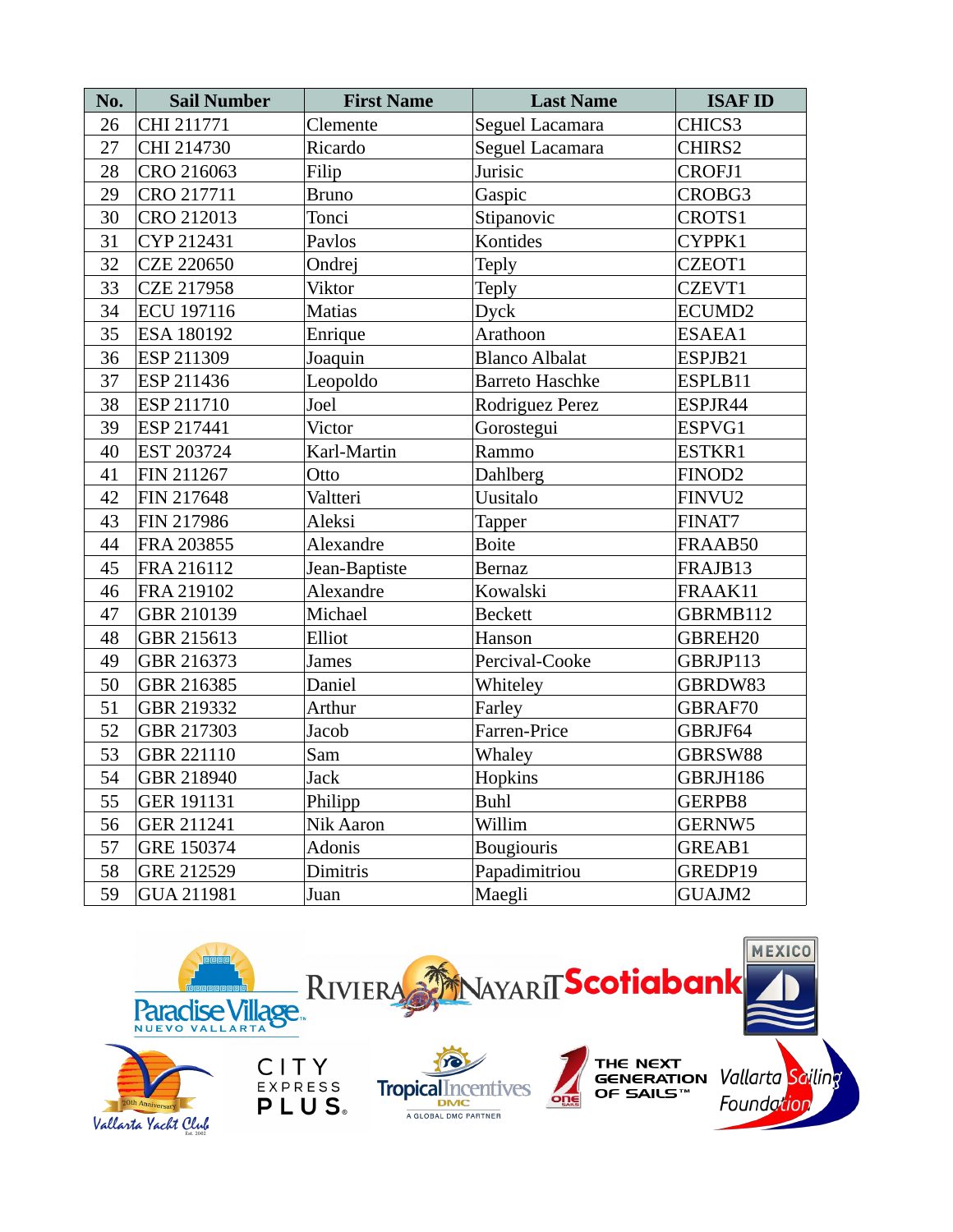| No. | Sail Number | First Name | Last Name | ISAF ID |
|---|---|---|---|---|
| 26 | CHI 211771 | Clemente | Seguel Lacamara | CHICS3 |
| 27 | CHI 214730 | Ricardo | Seguel Lacamara | CHIRS2 |
| 28 | CRO 216063 | Filip | Jurisic | CROFJ1 |
| 29 | CRO 217711 | Bruno | Gaspic | CROBG3 |
| 30 | CRO 212013 | Tonci | Stipanovic | CROTS1 |
| 31 | CYP 212431 | Pavlos | Kontides | CYPPK1 |
| 32 | CZE 220650 | Ondrej | Teply | CZEOT1 |
| 33 | CZE 217958 | Viktor | Teply | CZEVT1 |
| 34 | ECU 197116 | Matias | Dyck | ECUMD2 |
| 35 | ESA 180192 | Enrique | Arathoon | ESAEA1 |
| 36 | ESP 211309 | Joaquin | Blanco Albalat | ESPJB21 |
| 37 | ESP 211436 | Leopoldo | Barreto Haschke | ESPLB11 |
| 38 | ESP 211710 | Joel | Rodriguez Perez | ESPJR44 |
| 39 | ESP 217441 | Victor | Gorostegui | ESPVG1 |
| 40 | EST 203724 | Karl-Martin | Rammo | ESTKR1 |
| 41 | FIN 211267 | Otto | Dahlberg | FINOD2 |
| 42 | FIN 217648 | Valtteri | Uusitalo | FINVU2 |
| 43 | FIN 217986 | Aleksi | Tapper | FINAT7 |
| 44 | FRA 203855 | Alexandre | Boite | FRAAB50 |
| 45 | FRA 216112 | Jean-Baptiste | Bernaz | FRAJB13 |
| 46 | FRA 219102 | Alexandre | Kowalski | FRAAK11 |
| 47 | GBR 210139 | Michael | Beckett | GBRMB112 |
| 48 | GBR 215613 | Elliot | Hanson | GBREH20 |
| 49 | GBR 216373 | James | Percival-Cooke | GBRJP113 |
| 50 | GBR 216385 | Daniel | Whiteley | GBRDW83 |
| 51 | GBR 219332 | Arthur | Farley | GBRAF70 |
| 52 | GBR 217303 | Jacob | Farren-Price | GBRJF64 |
| 53 | GBR 221110 | Sam | Whaley | GBRSW88 |
| 54 | GBR 218940 | Jack | Hopkins | GBRJH186 |
| 55 | GER 191131 | Philipp | Buhl | GERPB8 |
| 56 | GER 211241 | Nik Aaron | Willim | GERNW5 |
| 57 | GRE 150374 | Adonis | Bougiouris | GREAB1 |
| 58 | GRE 212529 | Dimitris | Papadimitriou | GREDP19 |
| 59 | GUA 211981 | Juan | Maegli | GUAJM2 |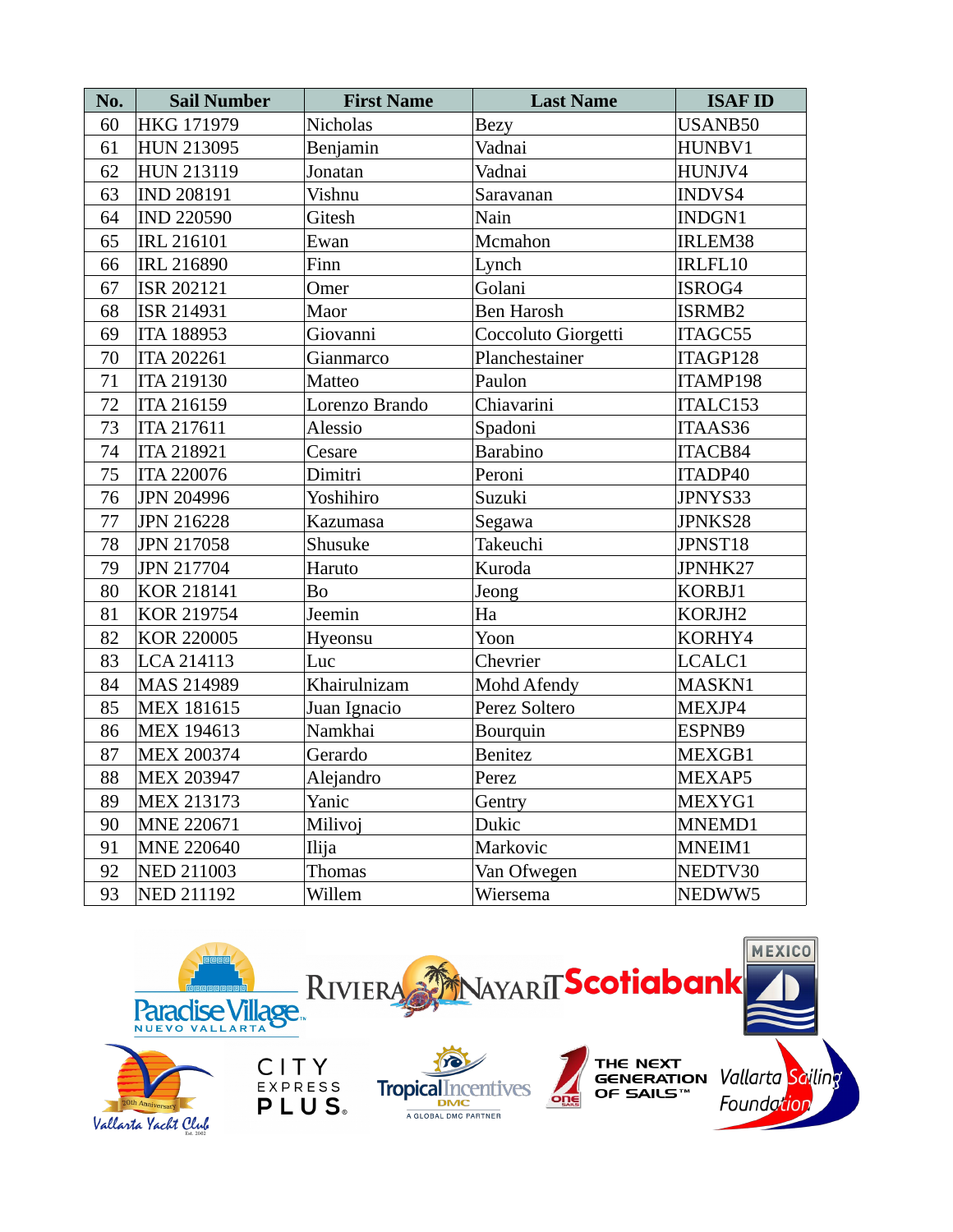| No. | Sail Number | First Name | Last Name | ISAF ID |
|---|---|---|---|---|
| 60 | HKG 171979 | Nicholas | Bezy | USANB50 |
| 61 | HUN 213095 | Benjamin | Vadnai | HUNBV1 |
| 62 | HUN 213119 | Jonatan | Vadnai | HUNJV4 |
| 63 | IND 208191 | Vishnu | Saravanan | INDVS4 |
| 64 | IND 220590 | Gitesh | Nain | INDGN1 |
| 65 | IRL 216101 | Ewan | Mcmahon | IRLEM38 |
| 66 | IRL 216890 | Finn | Lynch | IRLFL10 |
| 67 | ISR 202121 | Omer | Golani | ISROG4 |
| 68 | ISR 214931 | Maor | Ben Harosh | ISRMB2 |
| 69 | ITA 188953 | Giovanni | Coccoluto Giorgetti | ITAGC55 |
| 70 | ITA 202261 | Gianmarco | Planchestainer | ITAGP128 |
| 71 | ITA 219130 | Matteo | Paulon | ITAMP198 |
| 72 | ITA 216159 | Lorenzo Brando | Chiavarini | ITALC153 |
| 73 | ITA 217611 | Alessio | Spadoni | ITAAS36 |
| 74 | ITA 218921 | Cesare | Barabino | ITACB84 |
| 75 | ITA 220076 | Dimitri | Peroni | ITADP40 |
| 76 | JPN 204996 | Yoshihiro | Suzuki | JPNYS33 |
| 77 | JPN 216228 | Kazumasa | Segawa | JPNKS28 |
| 78 | JPN 217058 | Shusuke | Takeuchi | JPNST18 |
| 79 | JPN 217704 | Haruto | Kuroda | JPNHK27 |
| 80 | KOR 218141 | Bo | Jeong | KORBJ1 |
| 81 | KOR 219754 | Jeemin | Ha | KORJH2 |
| 82 | KOR 220005 | Hyeonsu | Yoon | KORHY4 |
| 83 | LCA 214113 | Luc | Chevrier | LCALC1 |
| 84 | MAS 214989 | Khairulnizam | Mohd Afendy | MASKN1 |
| 85 | MEX 181615 | Juan Ignacio | Perez Soltero | MEXJP4 |
| 86 | MEX 194613 | Namkhai | Bourquin | ESPNB9 |
| 87 | MEX 200374 | Gerardo | Benitez | MEXGB1 |
| 88 | MEX 203947 | Alejandro | Perez | MEXAP5 |
| 89 | MEX 213173 | Yanic | Gentry | MEXYG1 |
| 90 | MNE 220671 | Milivoj | Dukic | MNEMD1 |
| 91 | MNE 220640 | Ilija | Markovic | MNEIM1 |
| 92 | NED 211003 | Thomas | Van Ofwegen | NEDTV30 |
| 93 | NED 211192 | Willem | Wiersema | NEDWW5 |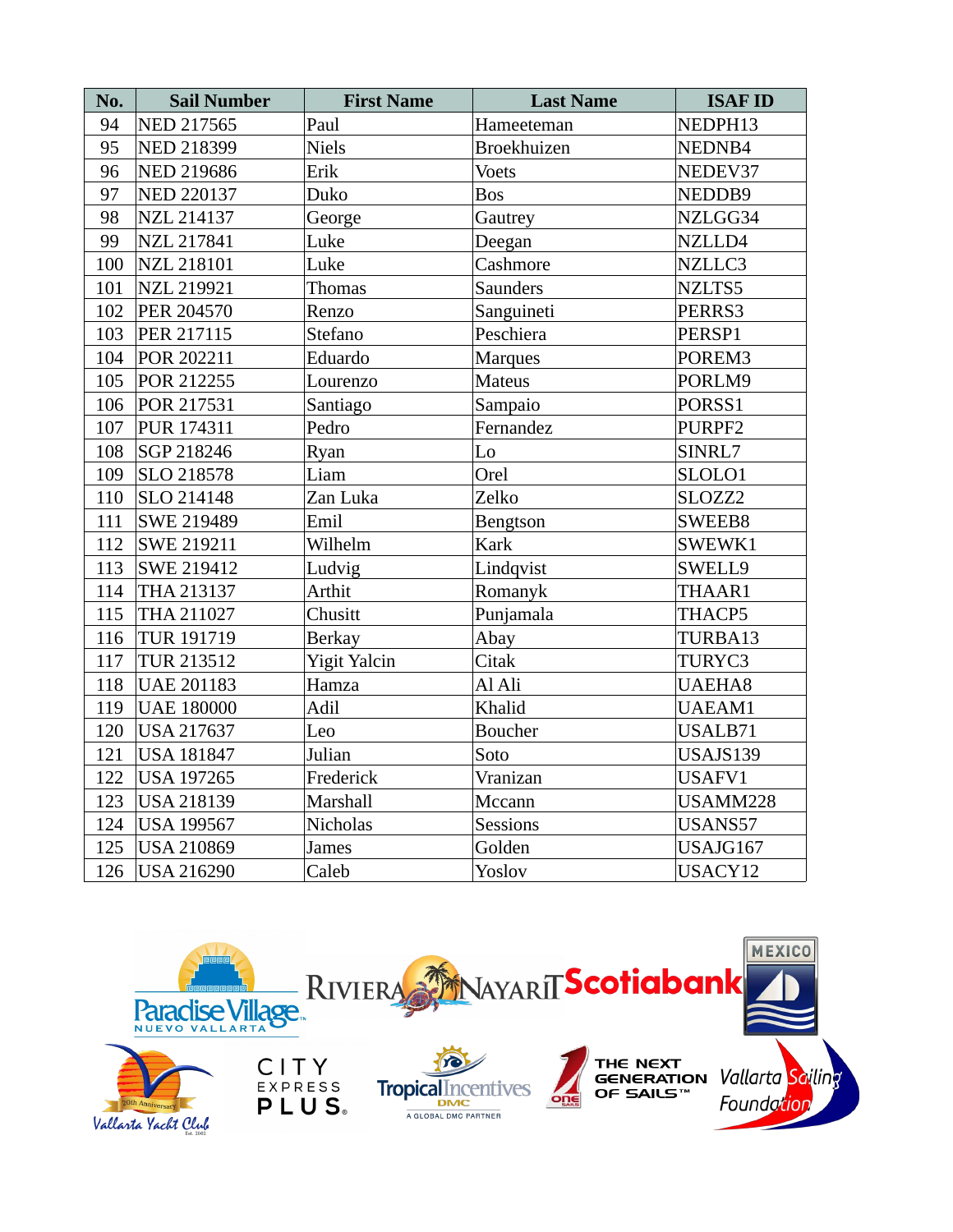| No. | Sail Number | First Name | Last Name | ISAF ID |
|---|---|---|---|---|
| 94 | NED 217565 | Paul | Hameeteman | NEDPH13 |
| 95 | NED 218399 | Niels | Broekhuizen | NEDNB4 |
| 96 | NED 219686 | Erik | Voets | NEDEV37 |
| 97 | NED 220137 | Duko | Bos | NEDDB9 |
| 98 | NZL 214137 | George | Gautrey | NZLGG34 |
| 99 | NZL 217841 | Luke | Deegan | NZLLD4 |
| 100 | NZL 218101 | Luke | Cashmore | NZLLC3 |
| 101 | NZL 219921 | Thomas | Saunders | NZLTS5 |
| 102 | PER 204570 | Renzo | Sanguineti | PERRS3 |
| 103 | PER 217115 | Stefano | Peschiera | PERSP1 |
| 104 | POR 202211 | Eduardo | Marques | POREM3 |
| 105 | POR 212255 | Lourenzo | Mateus | PORLM9 |
| 106 | POR 217531 | Santiago | Sampaio | PORSS1 |
| 107 | PUR 174311 | Pedro | Fernandez | PURPF2 |
| 108 | SGP 218246 | Ryan | Lo | SINRL7 |
| 109 | SLO 218578 | Liam | Orel | SLOLO1 |
| 110 | SLO 214148 | Zan Luka | Zelko | SLOZZ2 |
| 111 | SWE 219489 | Emil | Bengtson | SWEEB8 |
| 112 | SWE 219211 | Wilhelm | Kark | SWEWK1 |
| 113 | SWE 219412 | Ludvig | Lindqvist | SWELL9 |
| 114 | THA 213137 | Arthit | Romanyk | THAAR1 |
| 115 | THA 211027 | Chusitt | Punjamala | THACP5 |
| 116 | TUR 191719 | Berkay | Abay | TURBA13 |
| 117 | TUR 213512 | Yigit Yalcin | Citak | TURYC3 |
| 118 | UAE 201183 | Hamza | Al Ali | UAEHA8 |
| 119 | UAE 180000 | Adil | Khalid | UAEAM1 |
| 120 | USA 217637 | Leo | Boucher | USALB71 |
| 121 | USA 181847 | Julian | Soto | USAJS139 |
| 122 | USA 197265 | Frederick | Vranizan | USAFV1 |
| 123 | USA 218139 | Marshall | Mccann | USAMM228 |
| 124 | USA 199567 | Nicholas | Sessions | USANS57 |
| 125 | USA 210869 | James | Golden | USAJG167 |
| 126 | USA 216290 | Caleb | Yoslov | USACY12 |